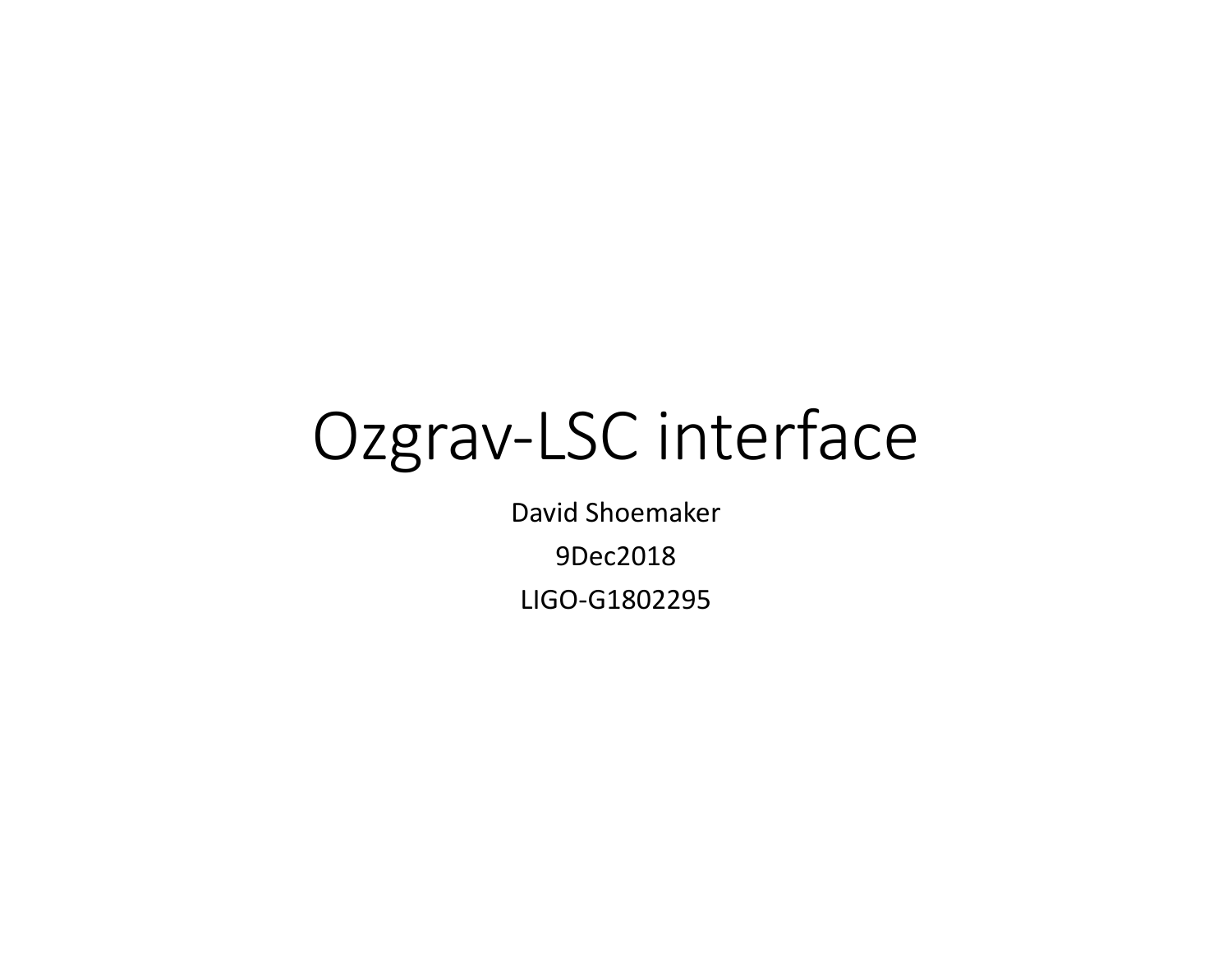# Ozgrav-LSC interface

David Shoemaker

9Dec2018

LIGO-G1802295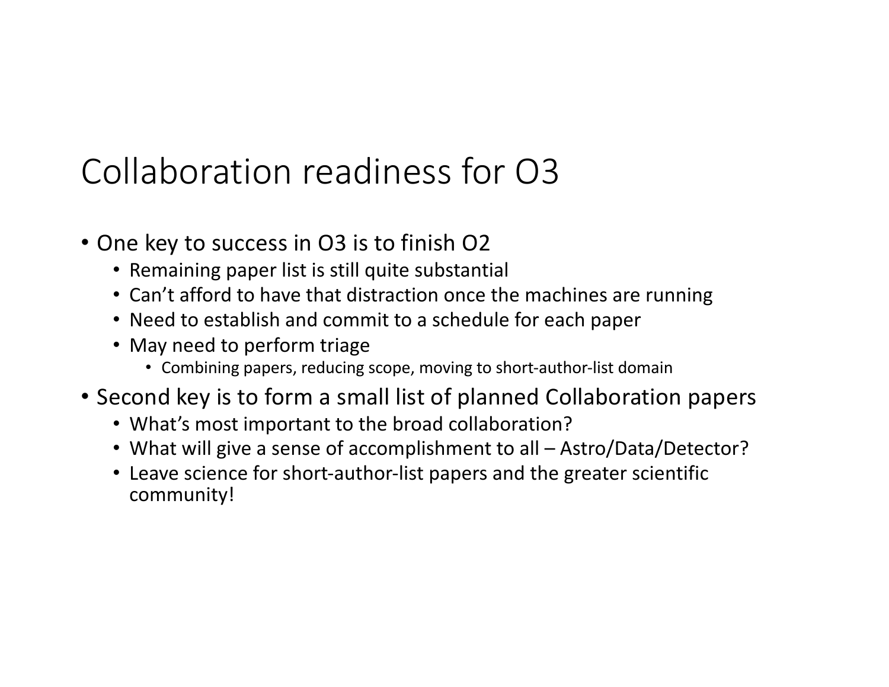# Collaboration readiness for O3

- One key to success in O3 is to finish O2
  - Remaining paper list is still quite substantial
  - Can't afford to have that distraction once the machines are running
  - Need to establish and commit to a schedule for each paper
  - May need to perform triage
    - Combining papers, reducing scope, moving to short-author-list domain
- Second key is to form a small list of planned Collaboration papers
  - What's most important to the broad collaboration?
  - What will give a sense of accomplishment to all – Astro/Data/Detector?
  - Leave science for short-author-list papers and the greater scientific community!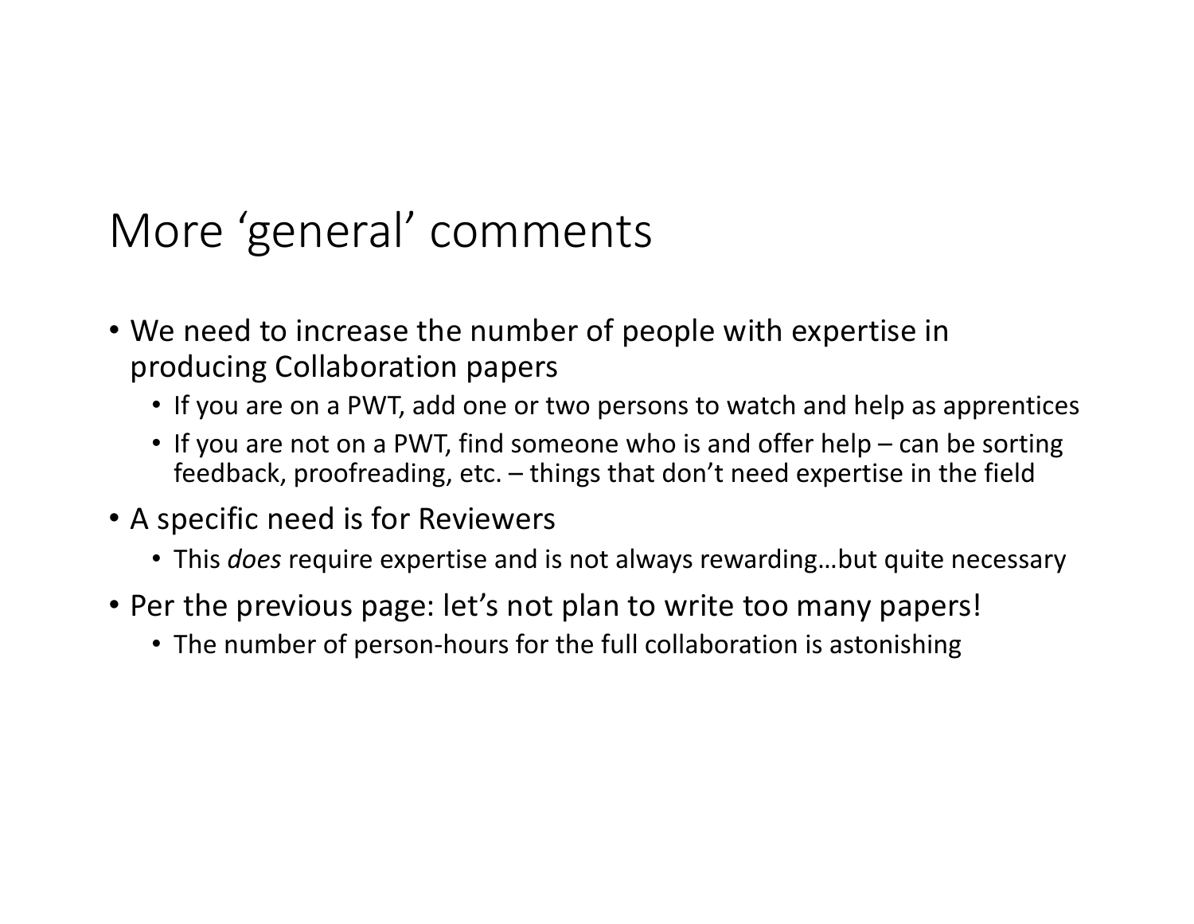# More 'general' comments

- We need to increase the number of people with expertise in producing Collaboration papers
  - If you are on a PWT, add one or two persons to watch and help as apprentices
  - If you are not on a PWT, find someone who is and offer help – can be sorting feedback, proofreading, etc. – things that don't need expertise in the field
- A specific need is for Reviewers
  - This *does* require expertise and is not always rewarding…but quite necessary
- Per the previous page: let's not plan to write too many papers!
  - The number of person-hours for the full collaboration is astonishing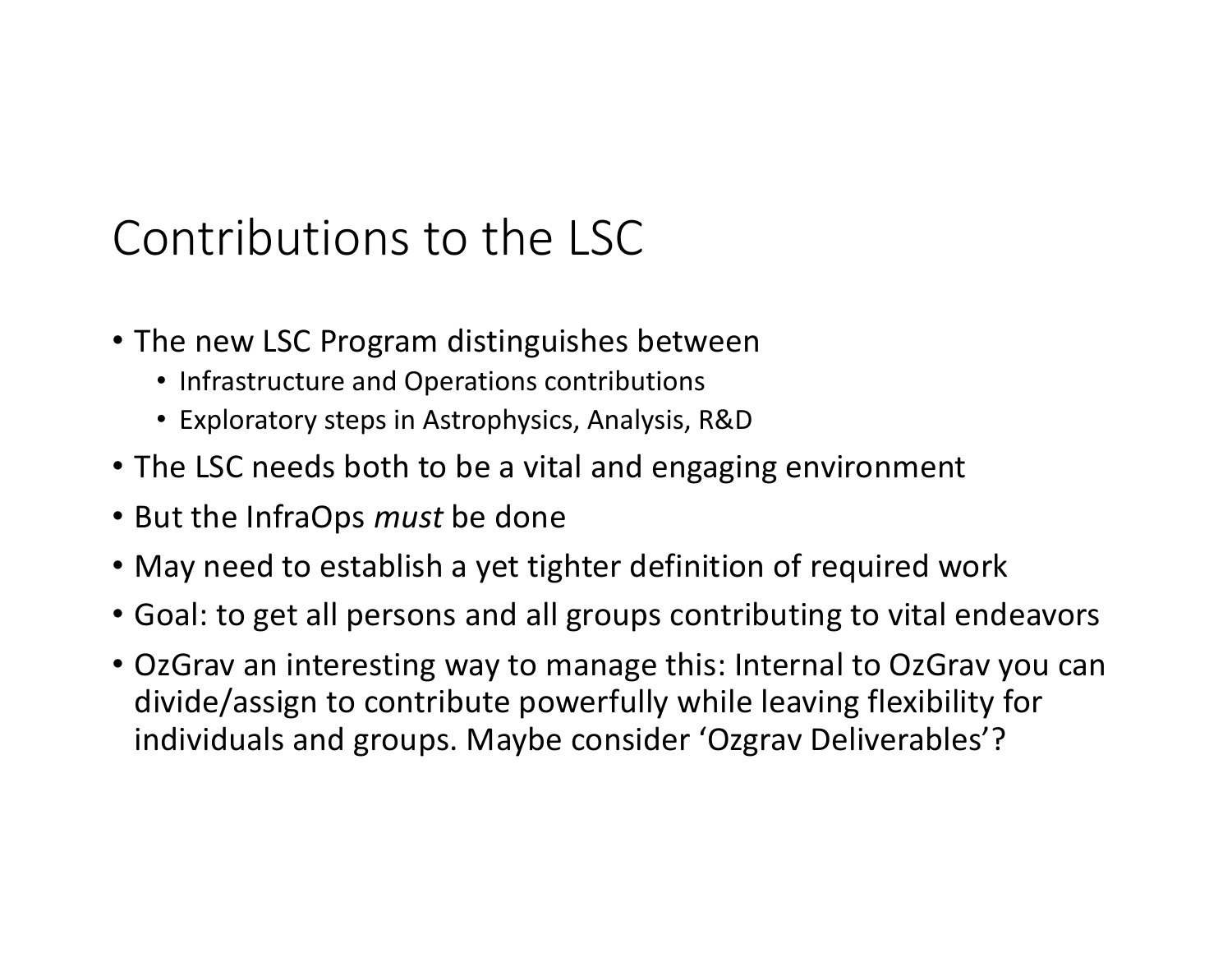# Contributions to the LSC

- The new LSC Program distinguishes between
  - Infrastructure and Operations contributions
  - Exploratory steps in Astrophysics, Analysis, R&D
- The LSC needs both to be a vital and engaging environment
- But the InfraOps *must* be done
- May need to establish a yet tighter definition of required work
- Goal: to get all persons and all groups contributing to vital endeavors
- OzGrav an interesting way to manage this: Internal to OzGrav you can divide/assign to contribute powerfully while leaving flexibility for individuals and groups. Maybe consider 'Ozgrav Deliverables'?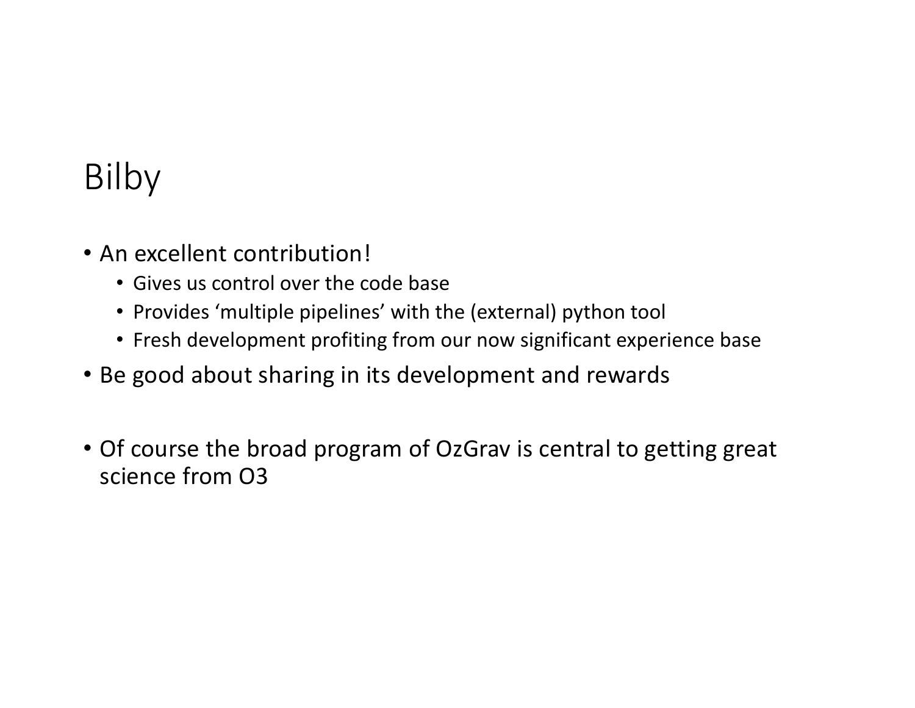# Bilby

- An excellent contribution!
  - Gives us control over the code base
  - Provides ‘multiple pipelines’ with the (external) python tool
  - Fresh development profiting from our now significant experience base
- Be good about sharing in its development and rewards

- Of course the broad program of OzGrav is central to getting great science from O3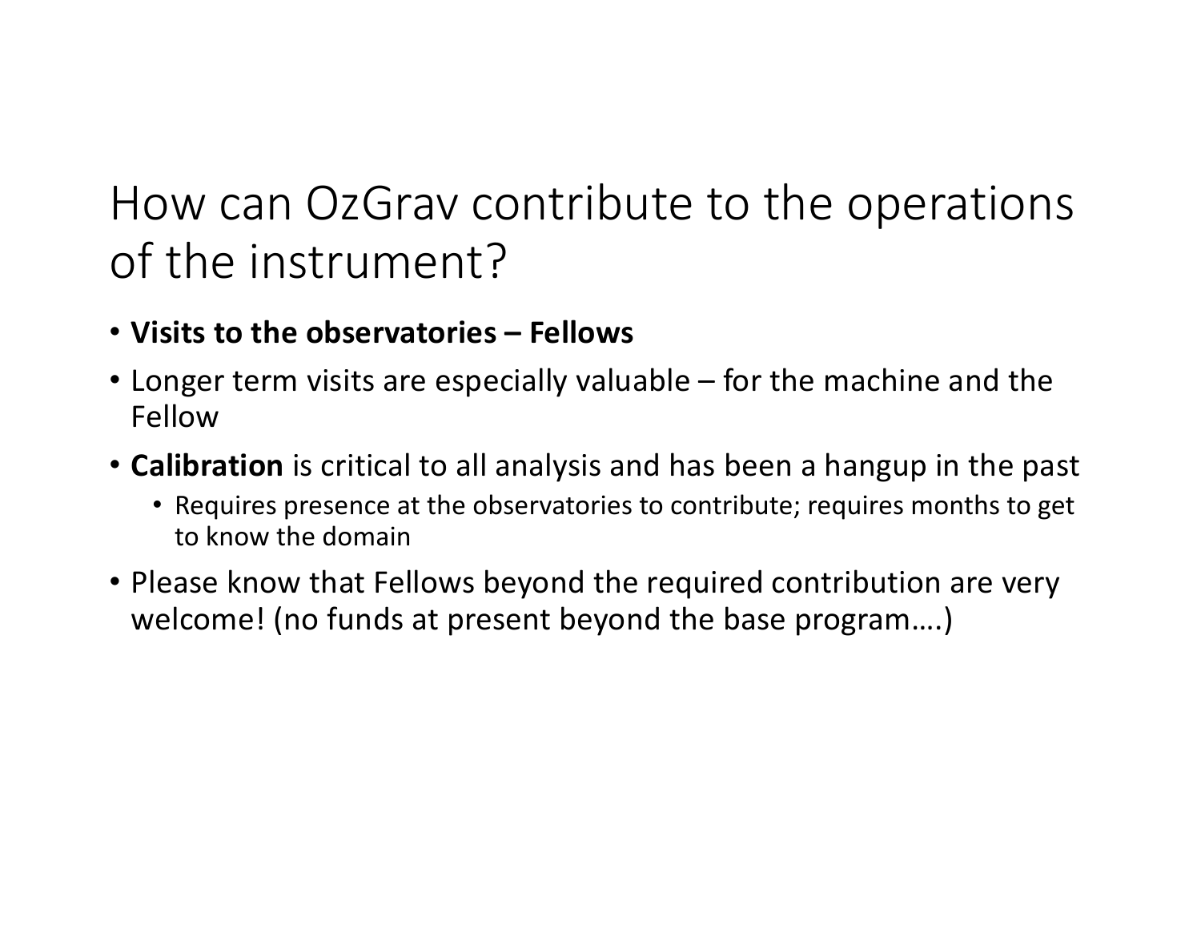# How can OzGrav contribute to the operations of the instrument?

- **Visits to the observatories – Fellows**
- Longer term visits are especially valuable – for the machine and the Fellow
- **Calibration** is critical to all analysis and has been a hangup in the past
  - Requires presence at the observatories to contribute; requires months to get to know the domain
- Please know that Fellows beyond the required contribution are very welcome! (no funds at present beyond the base program….)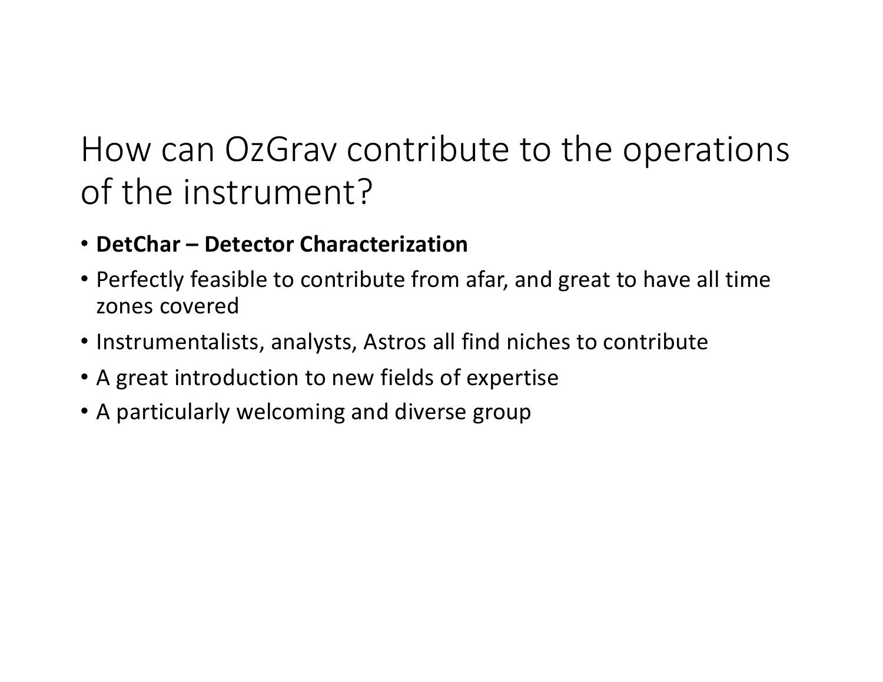# How can OzGrav contribute to the operations of the instrument?

- **DetChar – Detector Characterization**
- Perfectly feasible to contribute from afar, and great to have all time zones covered
- Instrumentalists, analysts, Astros all find niches to contribute
- A great introduction to new fields of expertise
- A particularly welcoming and diverse group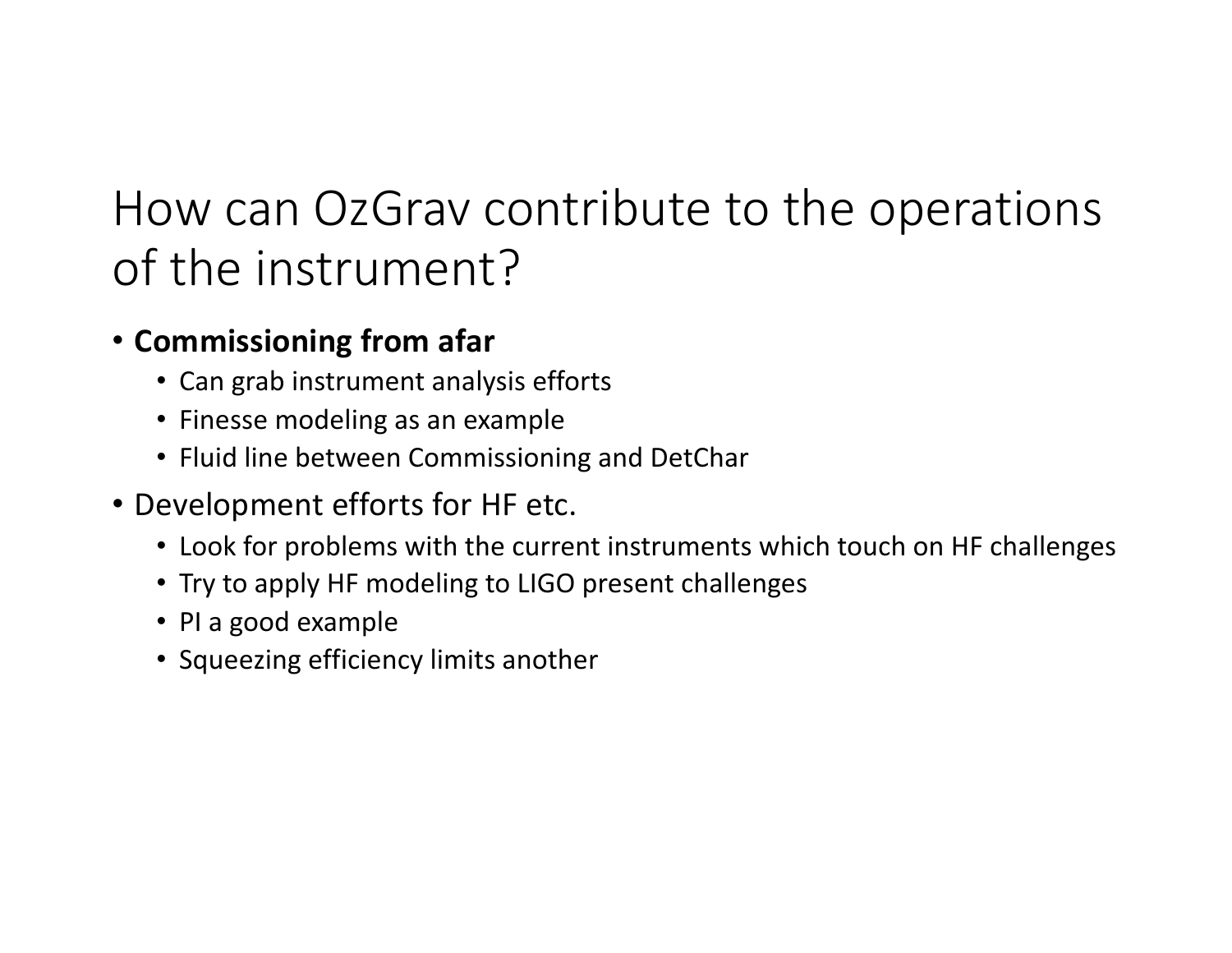# How can OzGrav contribute to the operations of the instrument?

- **Commissioning from afar**
  - Can grab instrument analysis efforts
  - Finesse modeling as an example
  - Fluid line between Commissioning and DetChar
- Development efforts for HF etc.
  - Look for problems with the current instruments which touch on HF challenges
  - Try to apply HF modeling to LIGO present challenges
  - PI a good example
  - Squeezing efficiency limits another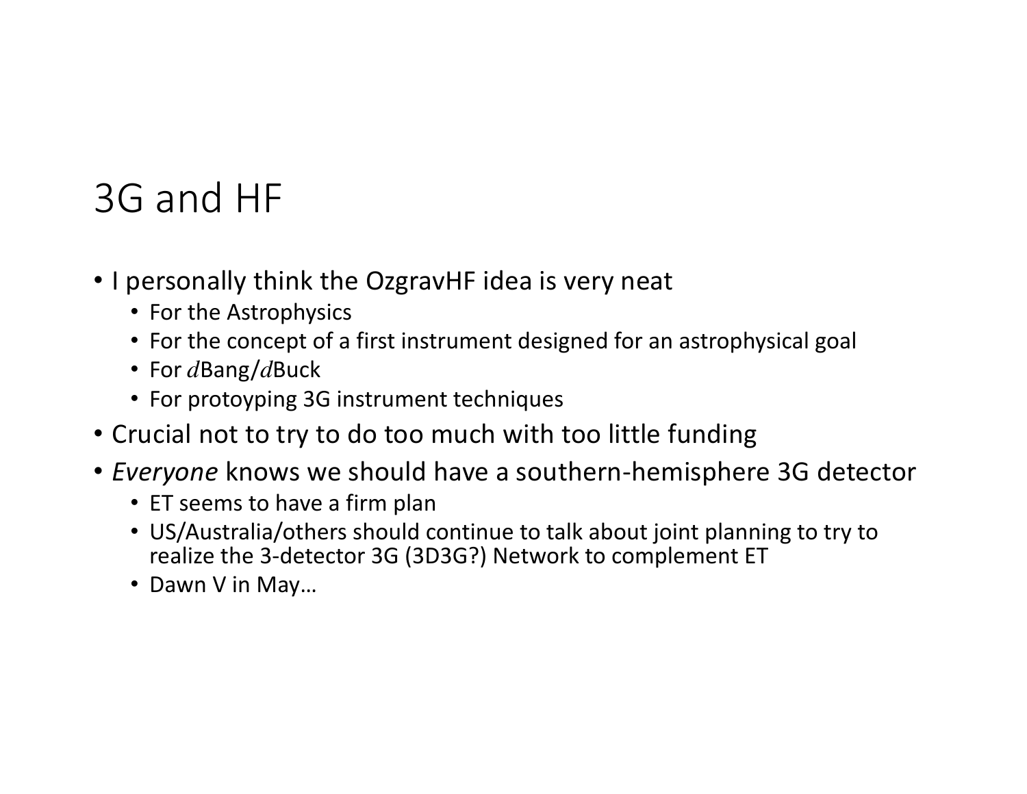# 3G and HF

- I personally think the OzgravHF idea is very neat
  - For the Astrophysics
  - For the concept of a first instrument designed for an astrophysical goal
  - For $d$Bang/$d$Buck
  - For protoyping 3G instrument techniques
- Crucial not to try to do too much with too little funding
- *Everyone* knows we should have a southern-hemisphere 3G detector
  - ET seems to have a firm plan
  - US/Australia/others should continue to talk about joint planning to try to realize the 3-detector 3G (3D3G?) Network to complement ET
  - Dawn V in May…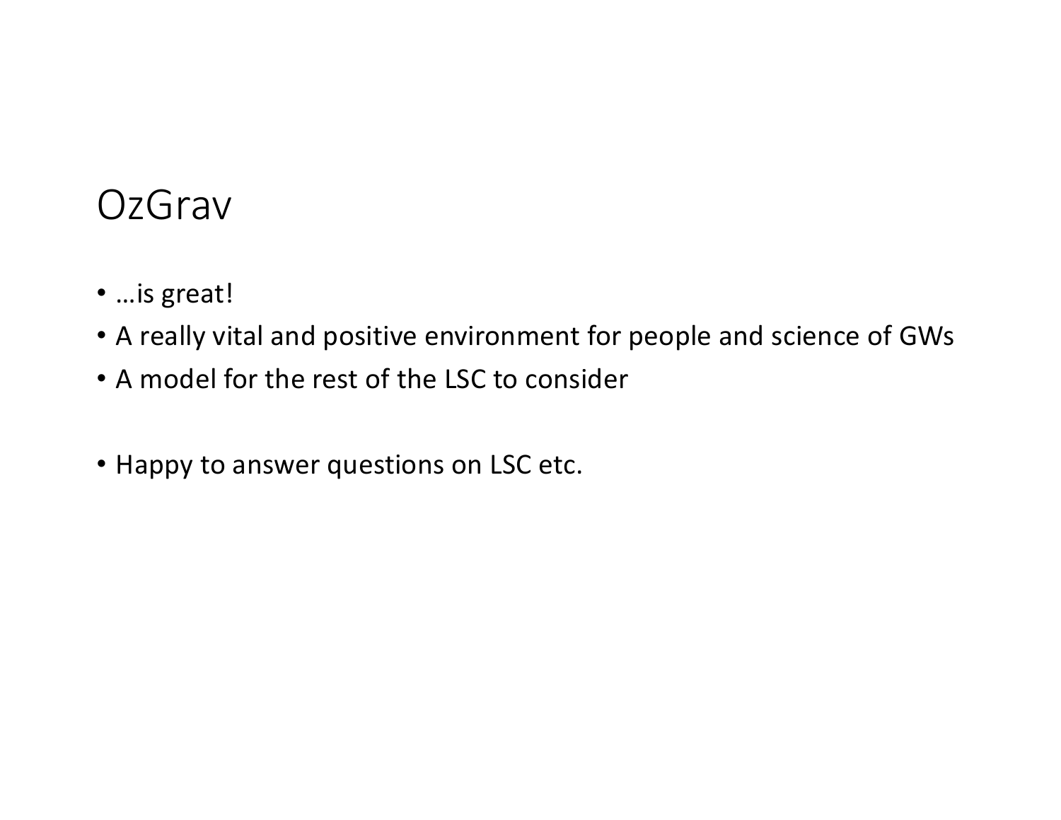# OzGrav

- …is great!
- A really vital and positive environment for people and science of GWs
- A model for the rest of the LSC to consider

- Happy to answer questions on LSC etc.